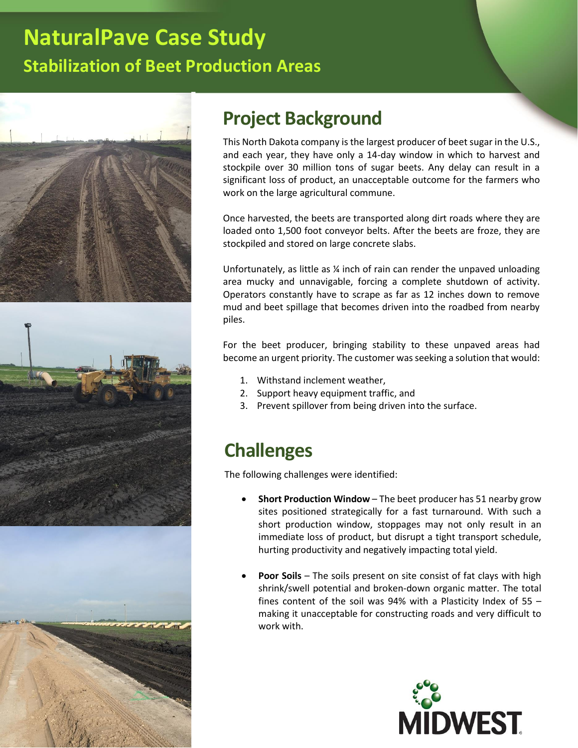# NaturalPave Case Study

## Stabilization of Beet Production Areas

## Project Background

This North Dakota company is the largest producer of beet sugar in the U.S., and each year, they have only a 14-day window in which to harvest and stockpile over 30 million tons of sugar beets. Any delay can result in a significant loss of product, an unacceptable outcome for the farmers who work on the large agricultural commune.

Once harvested, the beets are transported along dirt roads where they are loaded onto 1,500 foot conveyor belts. After the beets are froze, they are stockpiled and stored on large concrete slabs.

Unfortunately, as little as ¼ inch of rain can render the unpaved unloading area mucky and unnavigable, forcing a complete shutdown of activity. Operators constantly have to scrape as far as 12 inches down to remove mud and beet spillage that becomes driven into the roadbed from nearby piles.

For the beet producer, bringing stability to these unpaved areas had become an urgent priority. The customer was seeking a solution that would:

1. Withstand inclement weather,
2. Support heavy equipment traffic, and
3. Prevent spillover from being driven into the surface.

## Challenges

The following challenges were identified:

- **Short Production Window** – The beet producer has 51 nearby grow sites positioned strategically for a fast turnaround. With such a short production window, stoppages may not only result in an immediate loss of product, but disrupt a tight transport schedule, hurting productivity and negatively impacting total yield.

- **Poor Soils** – The soils present on site consist of fat clays with high shrink/swell potential and broken-down organic matter. The total fines content of the soil was 94% with a Plasticity Index of 55 – making it unacceptable for constructing roads and very difficult to work with.

MIDWEST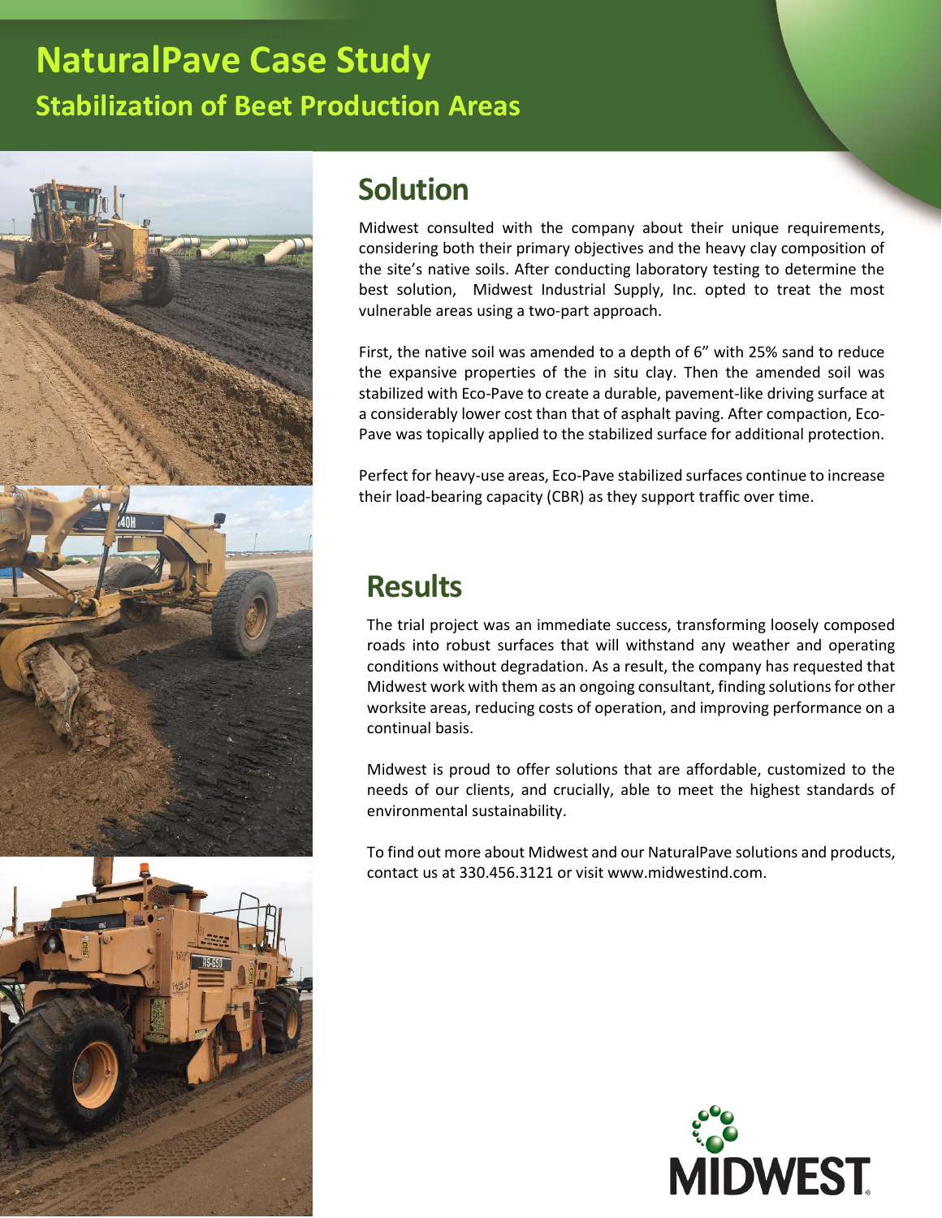# NaturalPave Case Study

## Stabilization of Beet Production Areas

## Solution

Midwest consulted with the company about their unique requirements, considering both their primary objectives and the heavy clay composition of the site's native soils. After conducting laboratory testing to determine the best solution, Midwest Industrial Supply, Inc. opted to treat the most vulnerable areas using a two-part approach.

First, the native soil was amended to a depth of 6" with 25% sand to reduce the expansive properties of the in situ clay. Then the amended soil was stabilized with Eco-Pave to create a durable, pavement-like driving surface at a considerably lower cost than that of asphalt paving. After compaction, Eco-Pave was topically applied to the stabilized surface for additional protection.

Perfect for heavy-use areas, Eco-Pave stabilized surfaces continue to increase their load-bearing capacity (CBR) as they support traffic over time.

## Results

The trial project was an immediate success, transforming loosely composed roads into robust surfaces that will withstand any weather and operating conditions without degradation. As a result, the company has requested that Midwest work with them as an ongoing consultant, finding solutions for other worksite areas, reducing costs of operation, and improving performance on a continual basis.

Midwest is proud to offer solutions that are affordable, customized to the needs of our clients, and crucially, able to meet the highest standards of environmental sustainability.

To find out more about Midwest and our NaturalPave solutions and products, contact us at 330.456.3121 or visit www.midwestind.com.

MIDWEST®